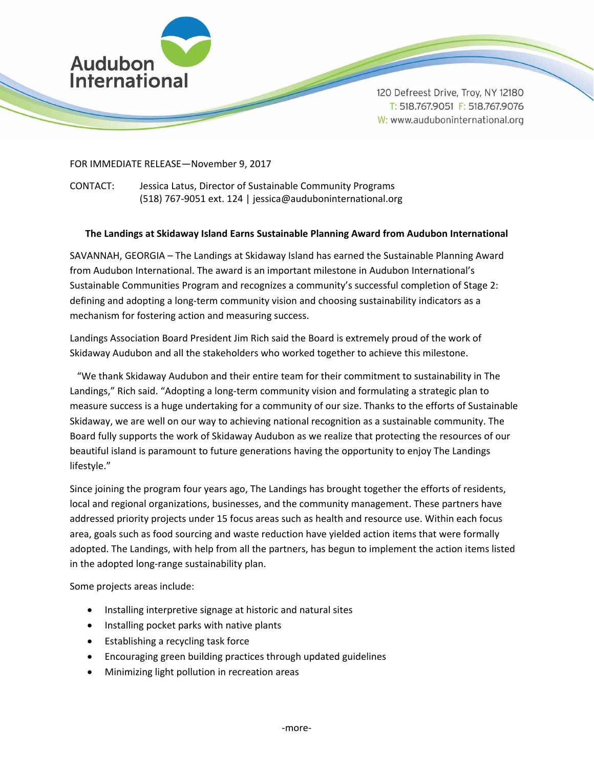Audubon International

120 Defreest Drive, Troy, NY 12180
T: 518.767.9051 F: 518.767.9076
W: www.auduboninternational.org

FOR IMMEDIATE RELEASE—November 9, 2017

CONTACT: Jessica Latus, Director of Sustainable Community Programs
(518) 767-9051 ext. 124 | jessica@auduboninternational.org

**The Landings at Skidaway Island Earns Sustainable Planning Award from Audubon International**

SAVANNAH, GEORGIA – The Landings at Skidaway Island has earned the Sustainable Planning Award from Audubon International. The award is an important milestone in Audubon International's Sustainable Communities Program and recognizes a community's successful completion of Stage 2: defining and adopting a long-term community vision and choosing sustainability indicators as a mechanism for fostering action and measuring success.

Landings Association Board President Jim Rich said the Board is extremely proud of the work of Skidaway Audubon and all the stakeholders who worked together to achieve this milestone.

"We thank Skidaway Audubon and their entire team for their commitment to sustainability in The Landings," Rich said. "Adopting a long-term community vision and formulating a strategic plan to measure success is a huge undertaking for a community of our size. Thanks to the efforts of Sustainable Skidaway, we are well on our way to achieving national recognition as a sustainable community. The Board fully supports the work of Skidaway Audubon as we realize that protecting the resources of our beautiful island is paramount to future generations having the opportunity to enjoy The Landings lifestyle."

Since joining the program four years ago, The Landings has brought together the efforts of residents, local and regional organizations, businesses, and the community management. These partners have addressed priority projects under 15 focus areas such as health and resource use. Within each focus area, goals such as food sourcing and waste reduction have yielded action items that were formally adopted. The Landings, with help from all the partners, has begun to implement the action items listed in the adopted long-range sustainability plan.

Some projects areas include:

- Installing interpretive signage at historic and natural sites
- Installing pocket parks with native plants
- Establishing a recycling task force
- Encouraging green building practices through updated guidelines
- Minimizing light pollution in recreation areas

-more-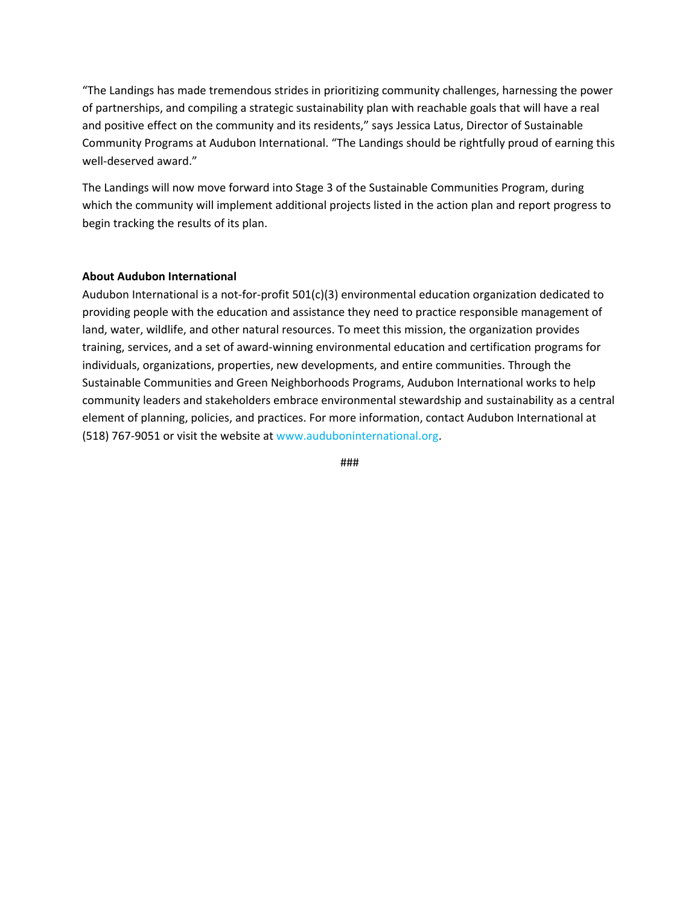"The Landings has made tremendous strides in prioritizing community challenges, harnessing the power of partnerships, and compiling a strategic sustainability plan with reachable goals that will have a real and positive effect on the community and its residents," says Jessica Latus, Director of Sustainable Community Programs at Audubon International. "The Landings should be rightfully proud of earning this well-deserved award."

The Landings will now move forward into Stage 3 of the Sustainable Communities Program, during which the community will implement additional projects listed in the action plan and report progress to begin tracking the results of its plan.

**About Audubon International**

Audubon International is a not-for-profit 501(c)(3) environmental education organization dedicated to providing people with the education and assistance they need to practice responsible management of land, water, wildlife, and other natural resources. To meet this mission, the organization provides training, services, and a set of award-winning environmental education and certification programs for individuals, organizations, properties, new developments, and entire communities. Through the Sustainable Communities and Green Neighborhoods Programs, Audubon International works to help community leaders and stakeholders embrace environmental stewardship and sustainability as a central element of planning, policies, and practices. For more information, contact Audubon International at (518) 767-9051 or visit the website at www.auduboninternational.org.

###